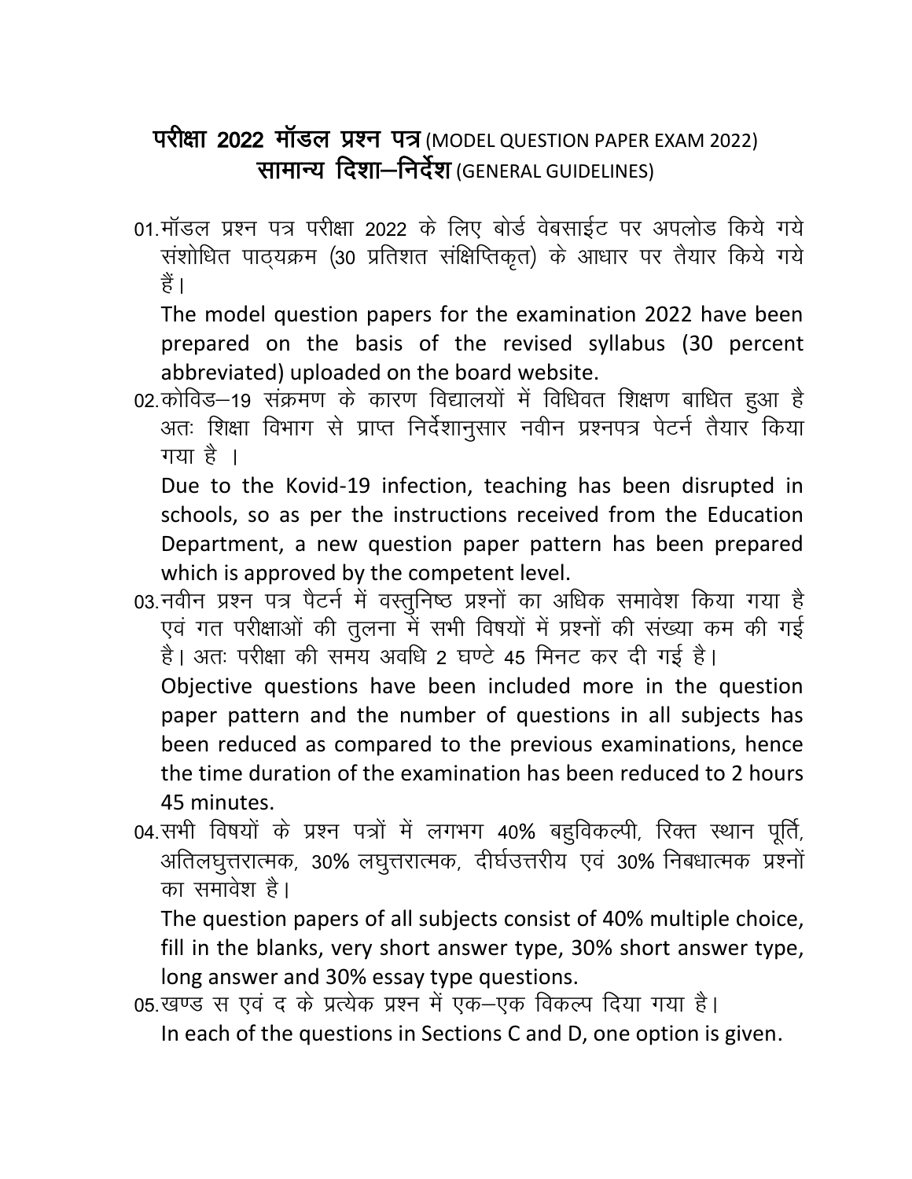# परीक्षा 2022 मॉडल प्रश्न पत्र (MODEL QUESTION PAPER EXAM 2022)
## सामान्य दिशा–निर्देश (GENERAL GUIDELINES)

01. मॉडल प्रश्न पत्र परीक्षा 2022 के लिए बोर्ड वेबसाईट पर अपलोड किये गये संशोधित पाठ्यक्रम (30 प्रतिशत संक्षिप्तिकृत) के आधार पर तैयार किये गये हैं।

    The model question papers for the examination 2022 have been prepared on the basis of the revised syllabus (30 percent abbreviated) uploaded on the board website.

02. कोविड–19 संक्रमण के कारण विद्यालयों में विधिवत शिक्षण बाधित हुआ है अतः शिक्षा विभाग से प्राप्त निर्देशानुसार नवीन प्रश्नपत्र पेटर्न तैयार किया गया है ।

    Due to the Kovid-19 infection, teaching has been disrupted in schools, so as per the instructions received from the Education Department, a new question paper pattern has been prepared which is approved by the competent level.

03. नवीन प्रश्न पत्र पैटर्न में वस्तुनिष्ठ प्रश्नों का अधिक समावेश किया गया है एवं गत परीक्षाओं की तुलना में सभी विषयों में प्रश्नों की संख्या कम की गई है। अतः परीक्षा की समय अवधि 2 घण्टे 45 मिनट कर दी गई है।

    Objective questions have been included more in the question paper pattern and the number of questions in all subjects has been reduced as compared to the previous examinations, hence the time duration of the examination has been reduced to 2 hours 45 minutes.

04. सभी विषयों के प्रश्न पत्रों में लगभग 40% बहुविकल्पी, रिक्त स्थान पूर्ति, अतिलघुत्तरात्मक, 30% लघुत्तरात्मक, दीर्घउत्तरीय एवं 30% निबधात्मक प्रश्नों का समावेश है।

    The question papers of all subjects consist of 40% multiple choice, fill in the blanks, very short answer type, 30% short answer type, long answer and 30% essay type questions.

05. खण्ड स एवं द के प्रत्येक प्रश्न में एक–एक विकल्प दिया गया है।

    In each of the questions in Sections C and D, one option is given.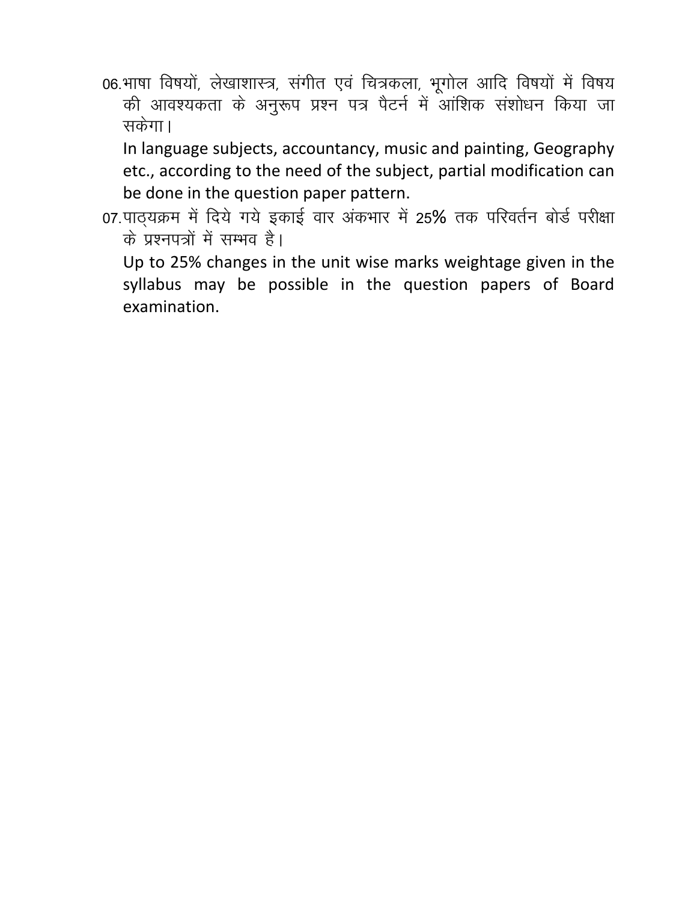06. भाषा विषयों, लेखाशास्त्र, संगीत एवं चित्रकला, भूगोल आदि विषयों में विषय की आवश्यकता के अनुरूप प्रश्न पत्र पैटर्न में आंशिक संशोधन किया जा सकेगा।

In language subjects, accountancy, music and painting, Geography etc., according to the need of the subject, partial modification can be done in the question paper pattern.

07. पाठ्यक्रम में दिये गये इकाई वार अंकभार में 25% तक परिवर्तन बोर्ड परीक्षा के प्रश्नपत्रों में सम्भव है।

Up to 25% changes in the unit wise marks weightage given in the syllabus may be possible in the question papers of Board examination.